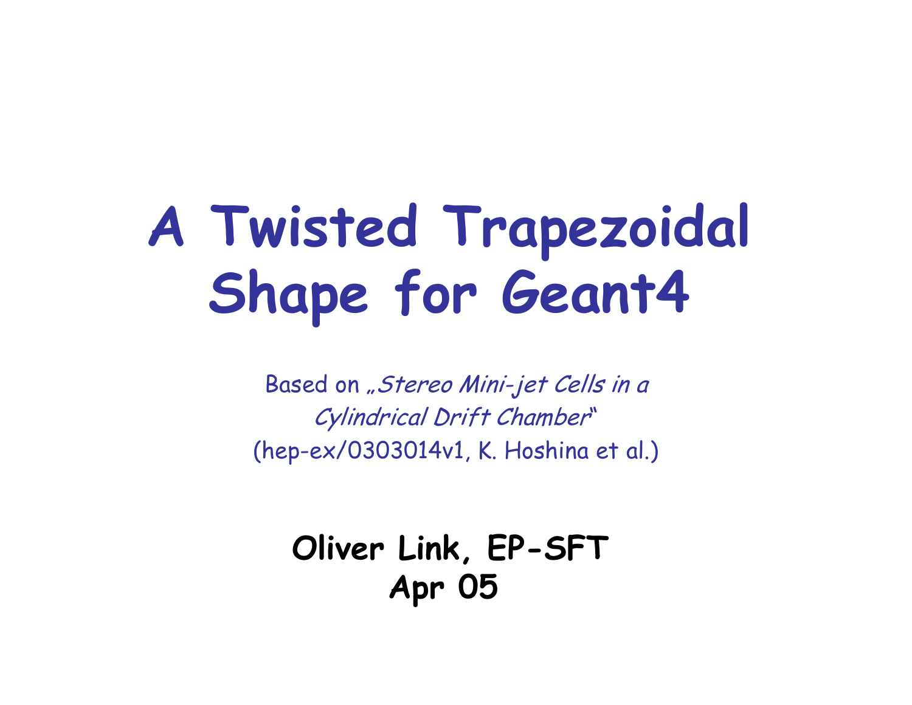# A Twisted Trapezoidal Shape for Geant4

Based on „*Stereo Mini-jet Cells in a Cylindrical Drift Chamber*“ (hep-ex/0303014v1, K. Hoshina et al.)

**Oliver Link, EP-SFT**
**Apr 05**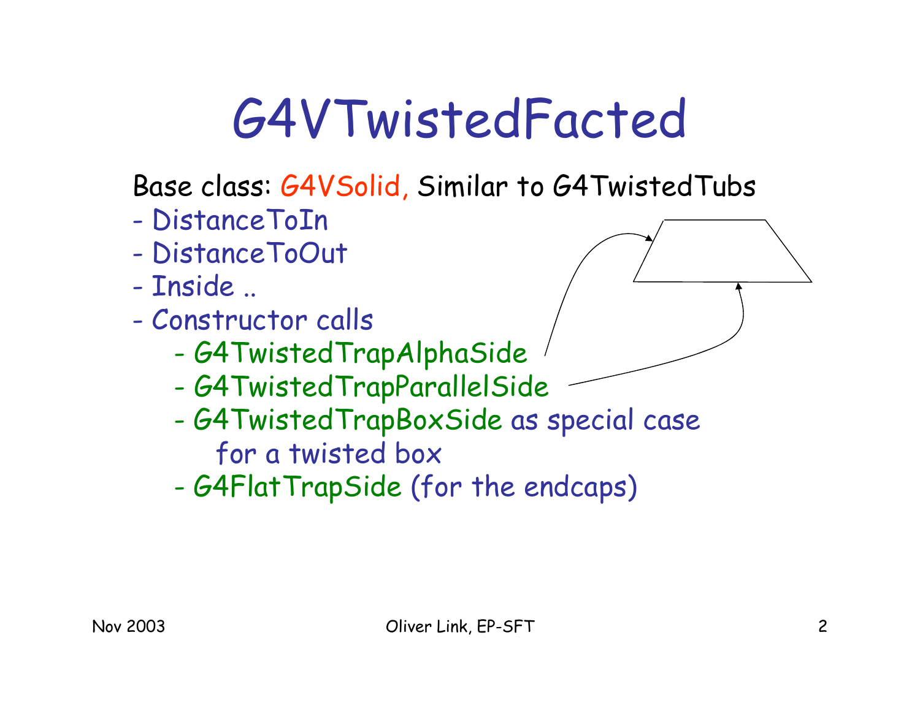# G4VTwistedFacted

Base class: G4VSolid, Similar to G4TwistedTubs

- DistanceToIn
- DistanceToOut
- Inside ..
- Constructor calls
  - G4TwistedTrapAlphaSide
  - G4TwistedTrapParallelSide
  - G4TwistedTrapBoxSide as special case for a twisted box
  - G4FlatTrapSide (for the endcaps)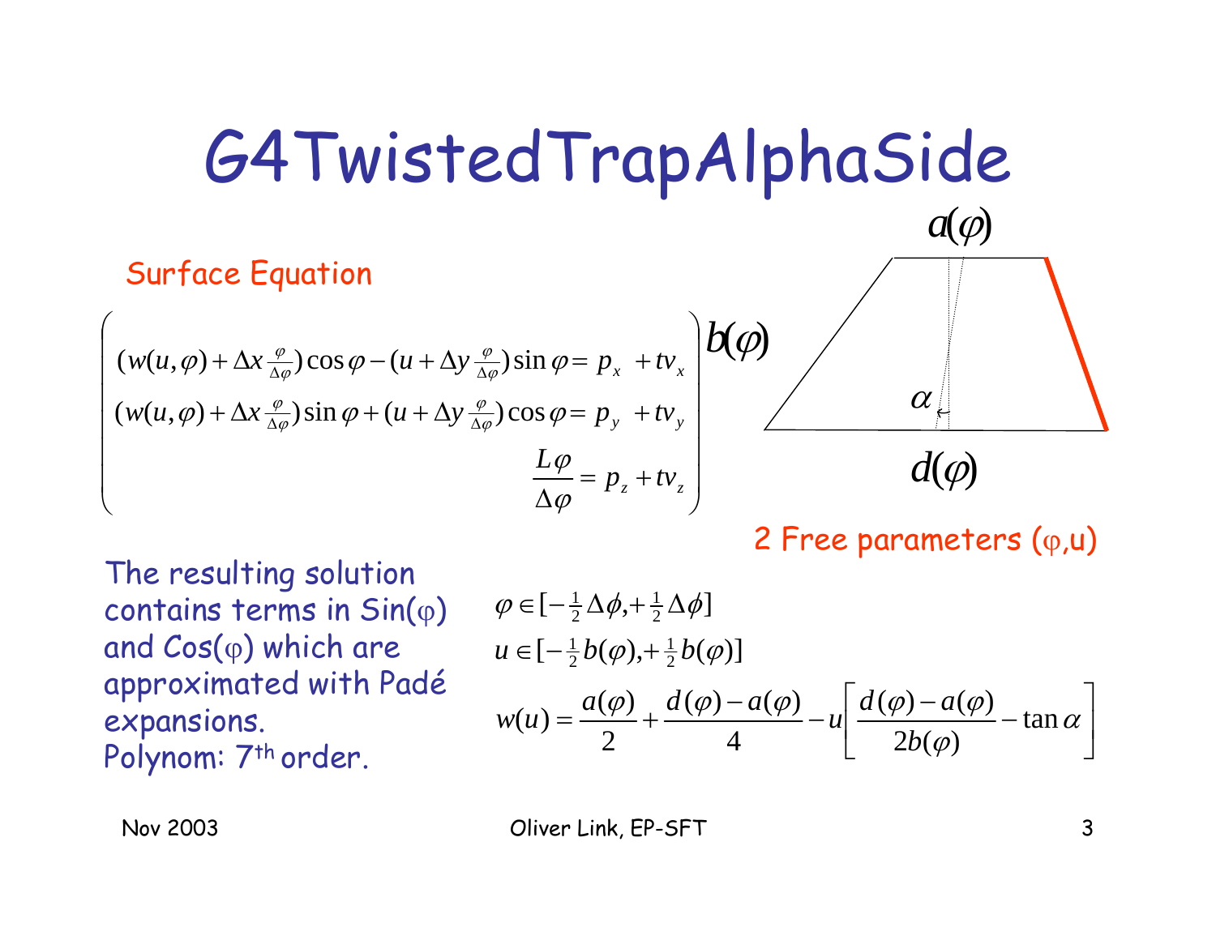# G4TwistedTrapAlphaSide

## Surface Equation

$$
\begin{pmatrix}
(w(u,\varphi) + \Delta x \frac{\varphi}{\Delta\varphi}) \cos\varphi - (u + \Delta y \frac{\varphi}{\Delta\varphi}) \sin\varphi = p_x + t v_x \\
(w(u,\varphi) + \Delta x \frac{\varphi}{\Delta\varphi}) \sin\varphi + (u + \Delta y \frac{\varphi}{\Delta\varphi}) \cos\varphi = p_y + t v_y \\
\frac{L\varphi}{\Delta\varphi} = p_z + t v_z
\end{pmatrix}
$$

$a(\varphi)$, $b(\varphi)$, $d(\varphi)$, $\alpha$

2 Free parameters ($\varphi$,u)

The resulting solution contains terms in Sin($\varphi$) and Cos($\varphi$) which are approximated with Padé expansions.
Polynom: 7th order.

$$\varphi \in [-\tfrac{1}{2}\Delta\phi, +\tfrac{1}{2}\Delta\phi]$$

$$u \in [-\tfrac{1}{2}b(\varphi), +\tfrac{1}{2}b(\varphi)]$$

$$w(u) = \frac{a(\varphi)}{2} + \frac{d(\varphi) - a(\varphi)}{4} - u\left[\frac{d(\varphi) - a(\varphi)}{2b(\varphi)} - \tan\alpha\right]$$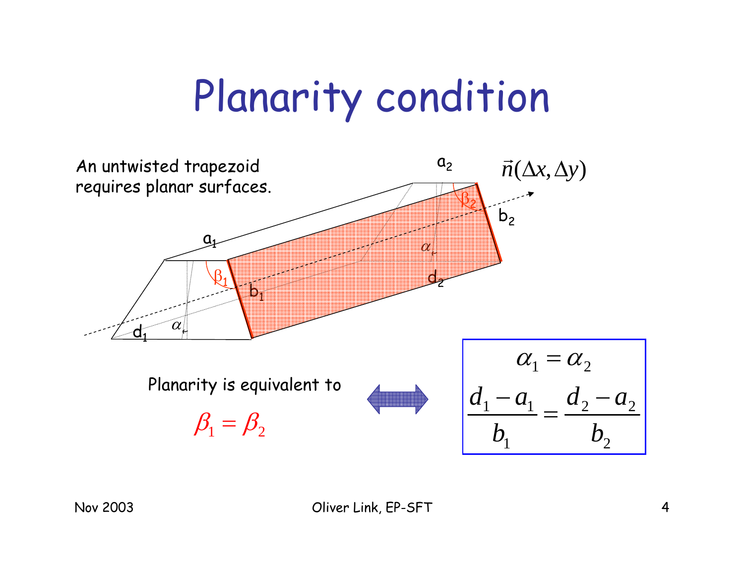# Planarity condition

An untwisted trapezoid requires planar surfaces.

$a_2$ $\vec{n}(\Delta x, \Delta y)$

$\beta_2$ $b_2$

$a_1$ $\alpha$

$\beta_1$ $b_1$ $d_2$

$d_1$ $\alpha$

Planarity is equivalent to

$$\beta_1 = \beta_2$$

⇔

$$\alpha_1 = \alpha_2$$

$$\frac{d_1 - a_1}{b_1} = \frac{d_2 - a_2}{b_2}$$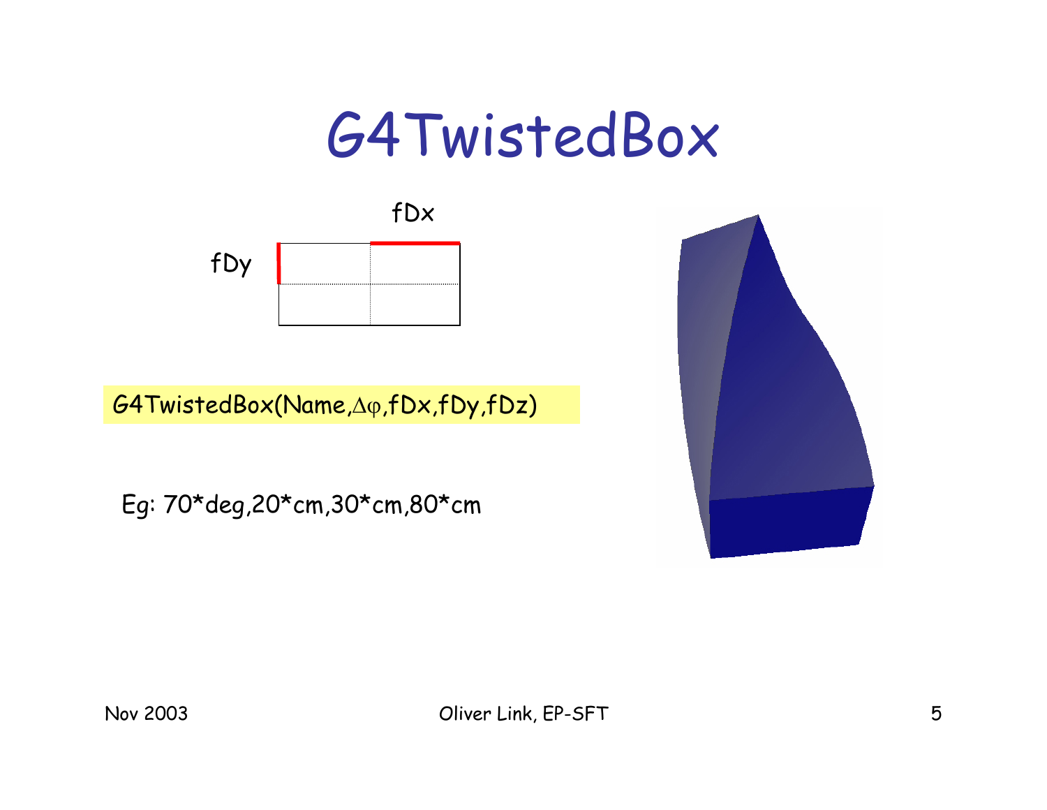# G4TwistedBox

fDx

fDy

G4TwistedBox(Name,$\Delta\varphi$,fDx,fDy,fDz)

Eg: 70*deg,20*cm,30*cm,80*cm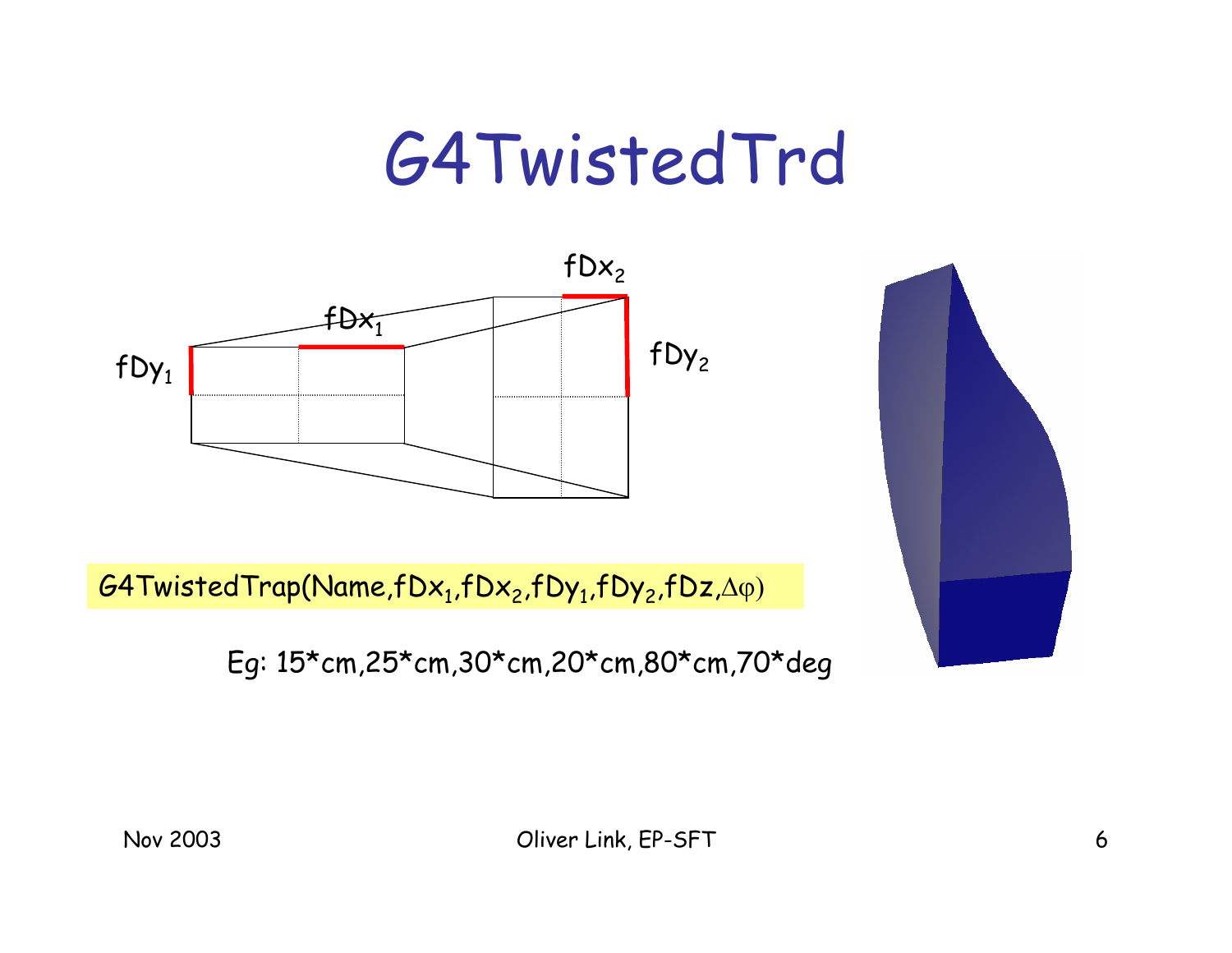# G4TwistedTrd

```
G4TwistedTrap(Name,fDx1,fDx2,fDy1,fDy2,fDz,Δφ)
```

Eg: 15*cm,25*cm,30*cm,20*cm,80*cm,70*deg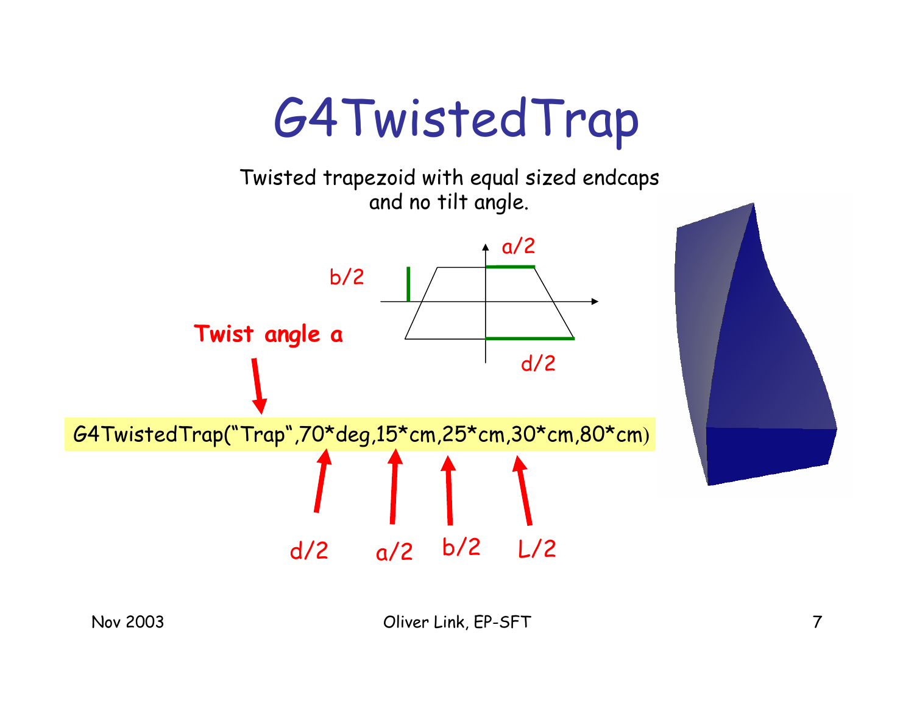# G4TwistedTrap

Twisted trapezoid with equal sized endcaps and no tilt angle.

a/2

b/2

d/2

**Twist angle a**

```
G4TwistedTrap("Trap",70*deg,15*cm,25*cm,30*cm,80*cm)
```

d/2 a/2 b/2 L/2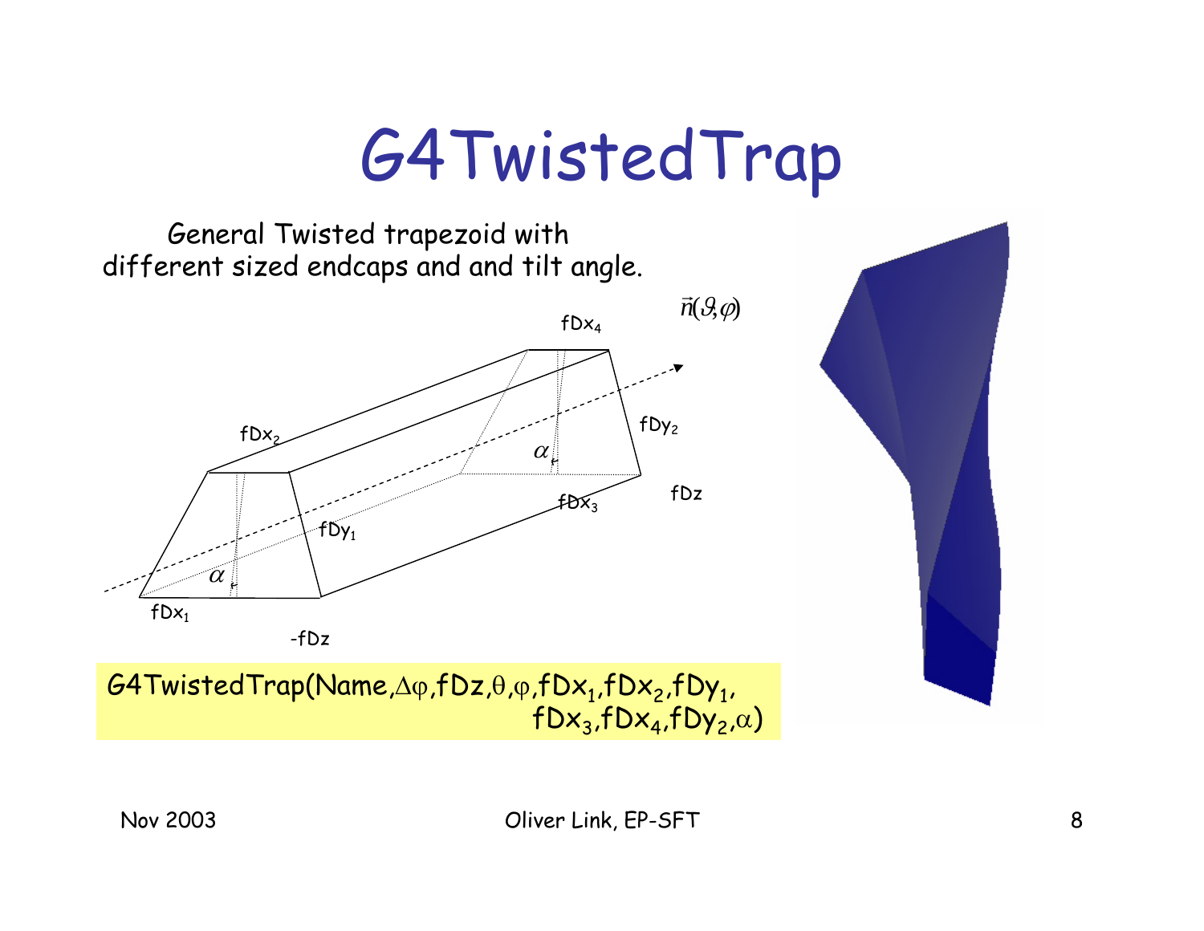# G4TwistedTrap

General Twisted trapezoid with different sized endcaps and and tilt angle.

G4TwistedTrap(Name,$\Delta\varphi$,fDz,$\theta$,$\varphi$,$fDx_1$,$fDx_2$,$fDy_1$,
$fDx_3$,$fDx_4$,$fDy_2$,$\alpha$)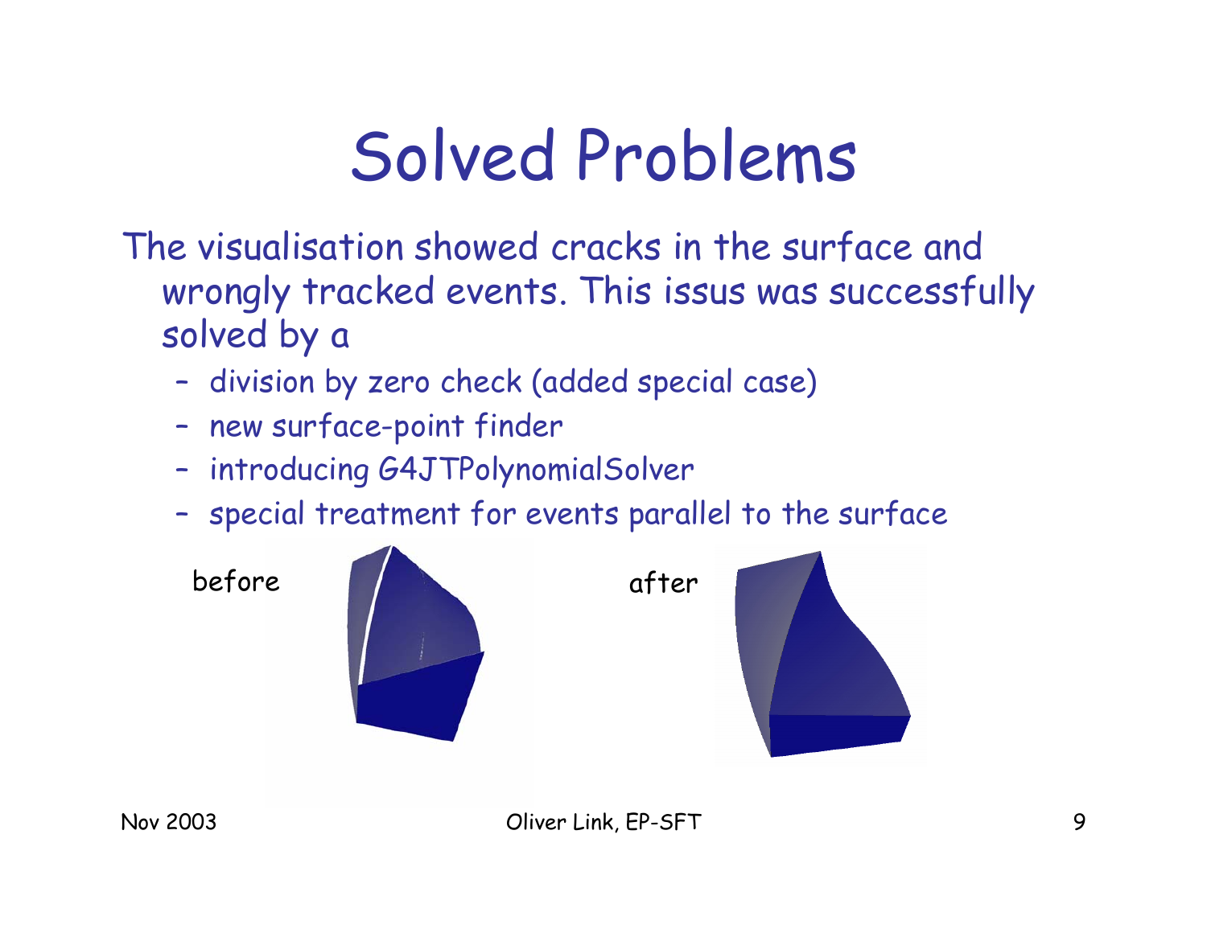# Solved Problems

The visualisation showed cracks in the surface and wrongly tracked events. This issus was successfully solved by a

- division by zero check (added special case)
- new surface-point finder
- introducing G4JTPolynomialSolver
- special treatment for events parallel to the surface

before

after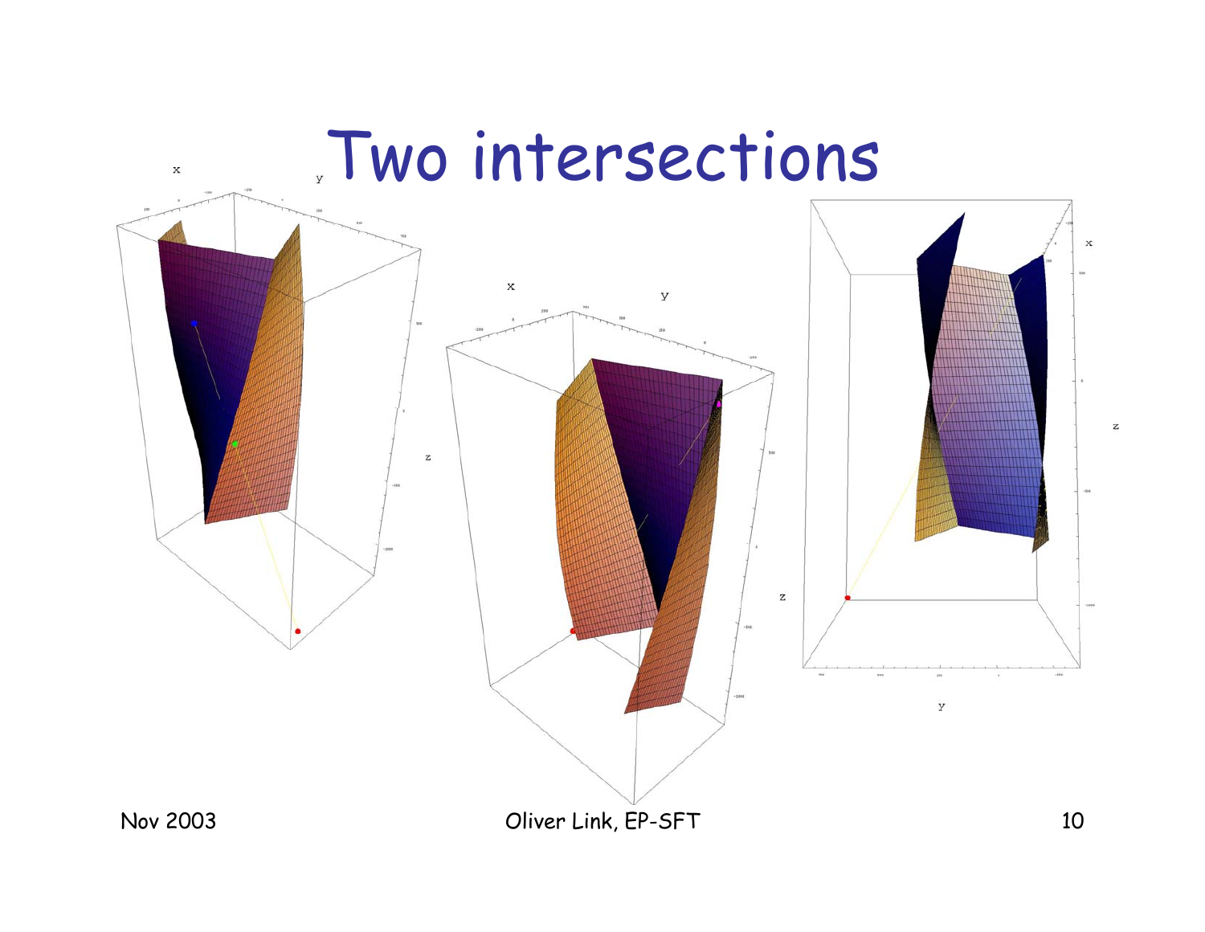# Two intersections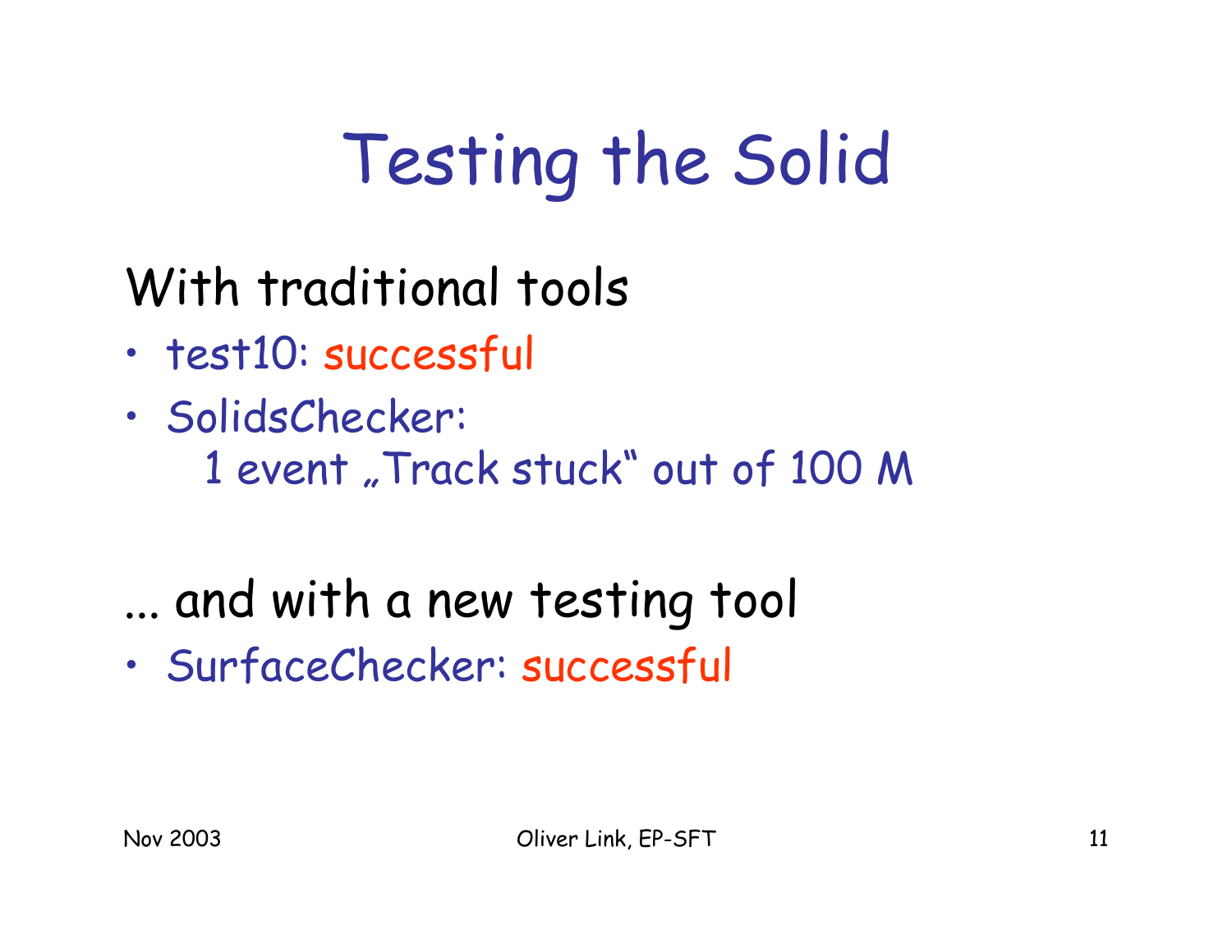# Testing the Solid

## With traditional tools

- test10: successful
- SolidsChecker:
  1 event „Track stuck" out of 100 M

## ... and with a new testing tool

- SurfaceChecker: successful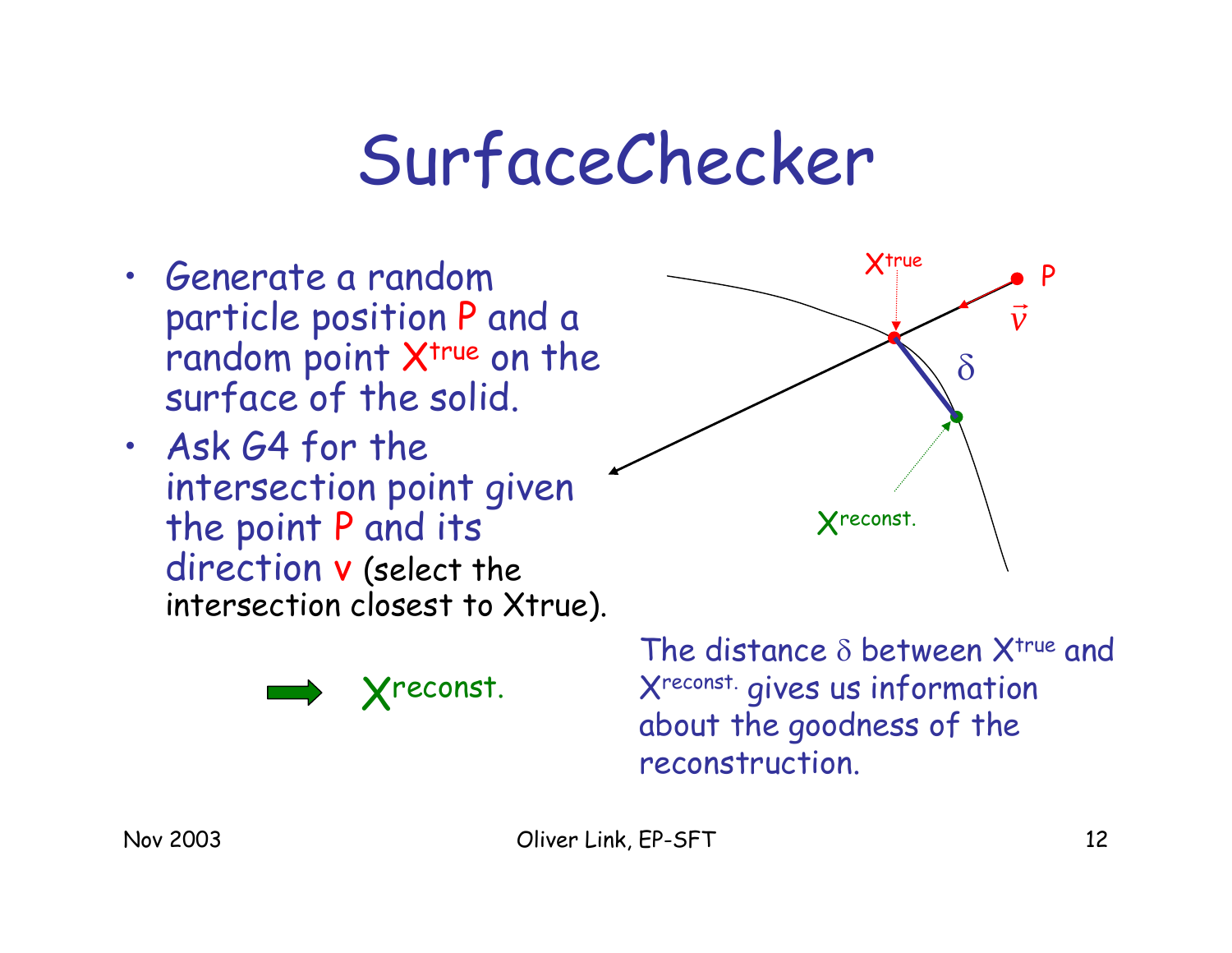# SurfaceChecker

- Generate a random particle position P and a random point $X^{true}$ on the surface of the solid.
- Ask G4 for the intersection point given the point P and its direction v (select the intersection closest to Xtrue).

➡ $X^{reconst.}$

The distance $\delta$ between $X^{true}$ and $X^{reconst.}$ gives us information about the goodness of the reconstruction.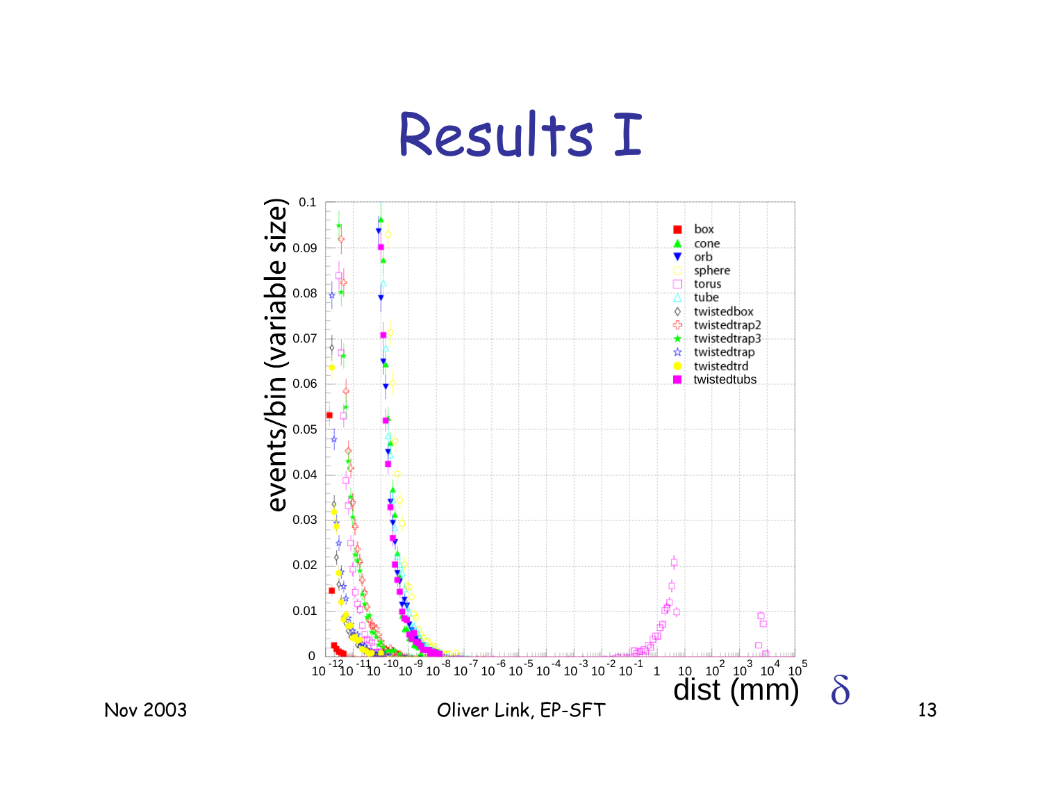# Results I

events/bin (variable size)

dist (mm) $\delta$

box, cone, orb, sphere, torus, tube, twistedbox, twistedtrap2, twistedtrap3, twistedtrap, twistedtrd, twistedtubs

Nov 2003

Oliver Link, EP-SFT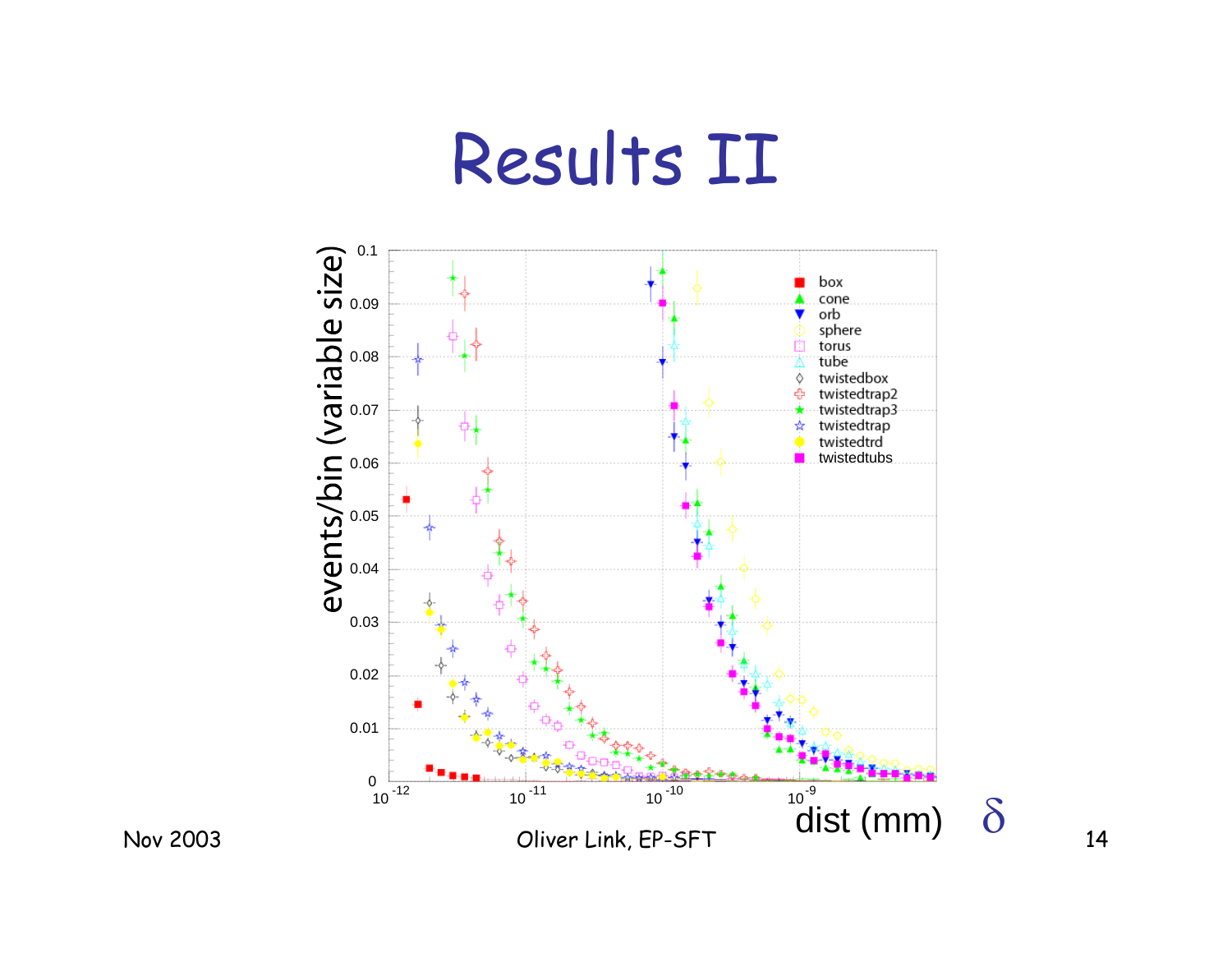# Results II

events/bin (variable size)

dist (mm) $\delta$

box, cone, orb, sphere, torus, tube, twistedbox, twistedtrap2, twistedtrap3, twistedtrap, twistedtrd, twistedtubs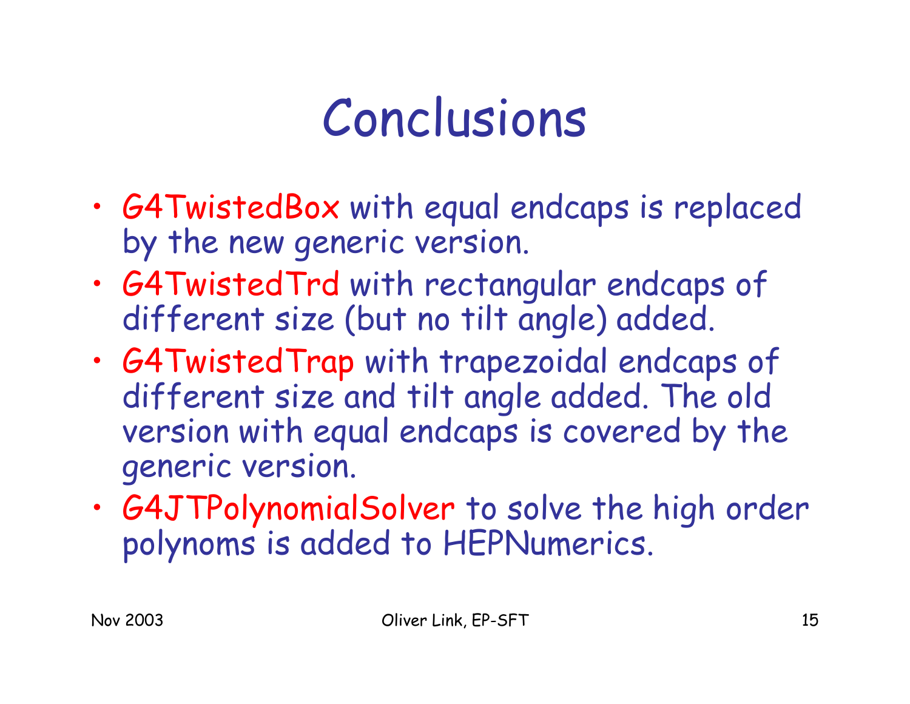# Conclusions

- G4TwistedBox with equal endcaps is replaced by the new generic version.
- G4TwistedTrd with rectangular endcaps of different size (but no tilt angle) added.
- G4TwistedTrap with trapezoidal endcaps of different size and tilt angle added. The old version with equal endcaps is covered by the generic version.
- G4JTPolynomialSolver to solve the high order polynoms is added to HEPNumerics.